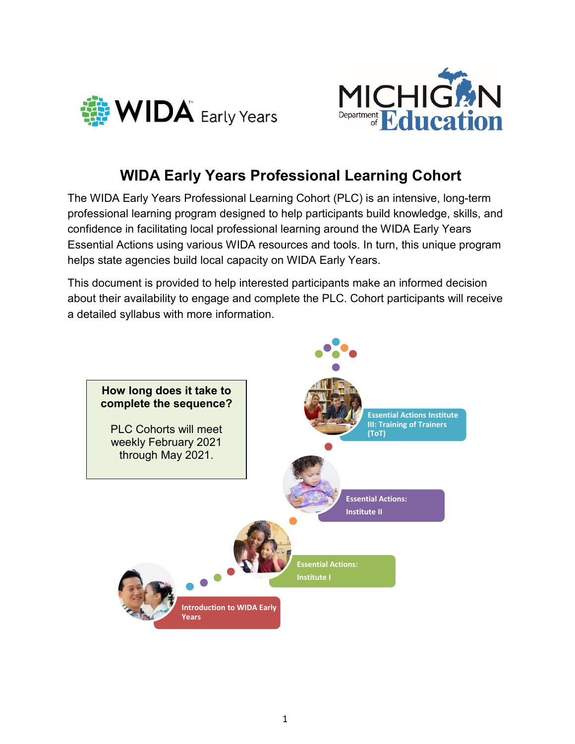WIDA Early Years

MICHIGAN Department of Education

# WIDA Early Years Professional Learning Cohort

The WIDA Early Years Professional Learning Cohort (PLC) is an intensive, long-term professional learning program designed to help participants build knowledge, skills, and confidence in facilitating local professional learning around the WIDA Early Years Essential Actions using various WIDA resources and tools. In turn, this unique program helps state agencies build local capacity on WIDA Early Years.

This document is provided to help interested participants make an informed decision about their availability to engage and complete the PLC. Cohort participants will receive a detailed syllabus with more information.

**How long does it take to complete the sequence?**

PLC Cohorts will meet weekly February 2021 through May 2021.

- Introduction to WIDA Early Years
- Essential Actions: Institute I
- Essential Actions: Institute II
- Essential Actions Institute III: Training of Trainers (ToT)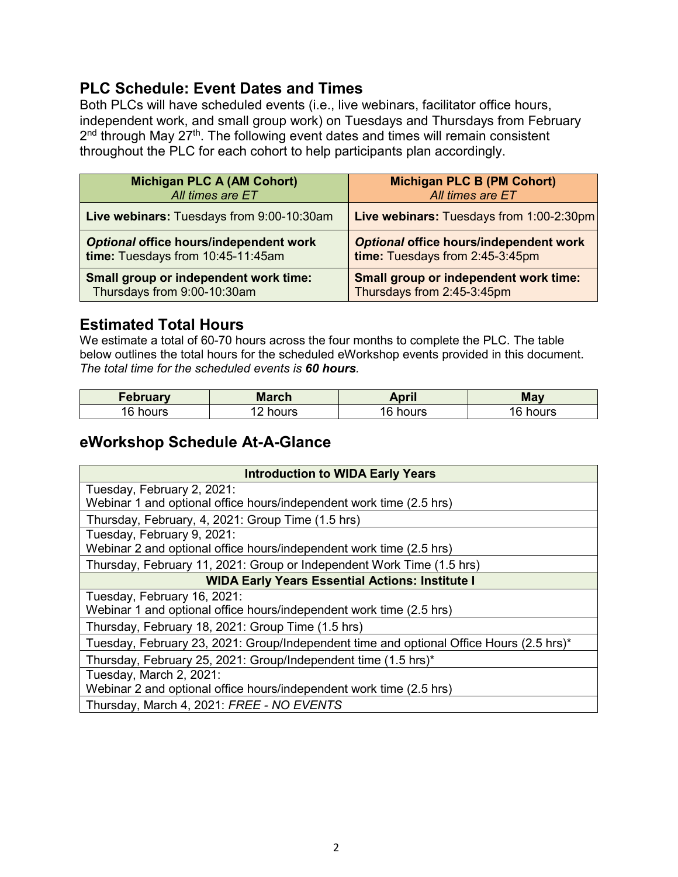## PLC Schedule: Event Dates and Times

Both PLCs will have scheduled events (i.e., live webinars, facilitator office hours, independent work, and small group work) on Tuesdays and Thursdays from February 2nd through May 27th. The following event dates and times will remain consistent throughout the PLC for each cohort to help participants plan accordingly.

| **Michigan PLC A (AM Cohort)** *All times are ET* | **Michigan PLC B (PM Cohort)** *All times are ET* |
|---|---|
| **Live webinars:** Tuesdays from 9:00-10:30am | **Live webinars:** Tuesdays from 1:00-2:30pm |
| ***Optional* office hours/independent work time:** Tuesdays from 10:45-11:45am | ***Optional* office hours/independent work time:** Tuesdays from 2:45-3:45pm |
| **Small group or independent work time:** Thursdays from 9:00-10:30am | **Small group or independent work time:** Thursdays from 2:45-3:45pm |

## Estimated Total Hours

We estimate a total of 60-70 hours across the four months to complete the PLC. The table below outlines the total hours for the scheduled eWorkshop events provided in this document. *The total time for the scheduled events is **60 hours**.*

| February | March | April | May |
|---|---|---|---|
| 16 hours | 12 hours | 16 hours | 16 hours |

## eWorkshop Schedule At-A-Glance

| **Introduction to WIDA Early Years** |
|---|
| Tuesday, February 2, 2021: Webinar 1 and optional office hours/independent work time (2.5 hrs) |
| Thursday, February, 4, 2021: Group Time (1.5 hrs) |
| Tuesday, February 9, 2021: Webinar 2 and optional office hours/independent work time (2.5 hrs) |
| Thursday, February 11, 2021: Group or Independent Work Time (1.5 hrs) |
| **WIDA Early Years Essential Actions: Institute I** |
| Tuesday, February 16, 2021: Webinar 1 and optional office hours/independent work time (2.5 hrs) |
| Thursday, February 18, 2021: Group Time (1.5 hrs) |
| Tuesday, February 23, 2021: Group/Independent time and optional Office Hours (2.5 hrs)* |
| Thursday, February 25, 2021: Group/Independent time (1.5 hrs)* |
| Tuesday, March 2, 2021: Webinar 2 and optional office hours/independent work time (2.5 hrs) |
| Thursday, March 4, 2021: *FREE - NO EVENTS* |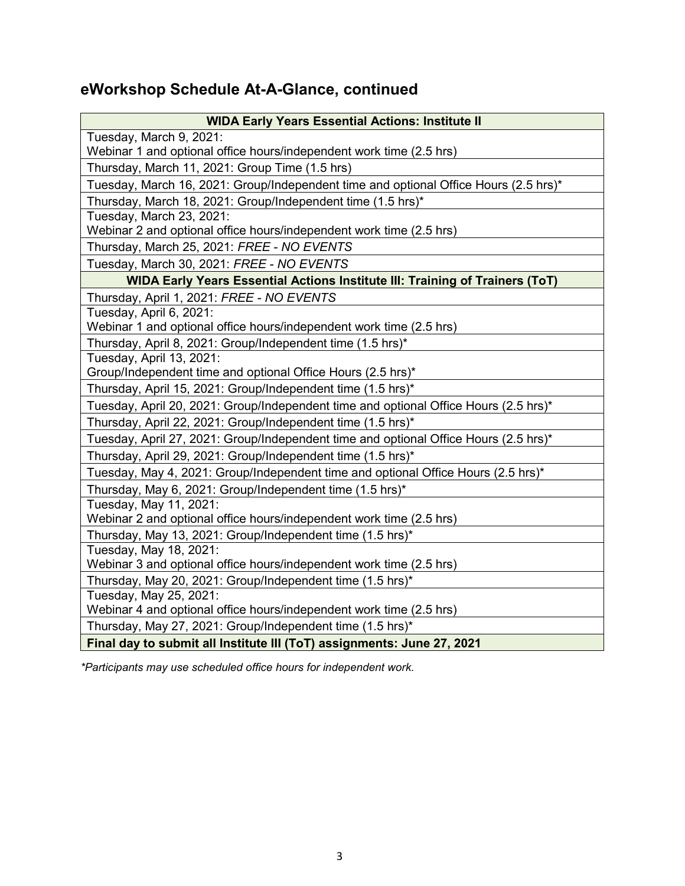## eWorkshop Schedule At-A-Glance, continued

| **WIDA Early Years Essential Actions: Institute II** |
|---|
| Tuesday, March 9, 2021: Webinar 1 and optional office hours/independent work time (2.5 hrs) |
| Thursday, March 11, 2021: Group Time (1.5 hrs) |
| Tuesday, March 16, 2021: Group/Independent time and optional Office Hours (2.5 hrs)* |
| Thursday, March 18, 2021: Group/Independent time (1.5 hrs)* |
| Tuesday, March 23, 2021: Webinar 2 and optional office hours/independent work time (2.5 hrs) |
| Thursday, March 25, 2021: *FREE - NO EVENTS* |
| Tuesday, March 30, 2021: *FREE - NO EVENTS* |
| **WIDA Early Years Essential Actions Institute III: Training of Trainers (ToT)** |
| Thursday, April 1, 2021: *FREE - NO EVENTS* |
| Tuesday, April 6, 2021: Webinar 1 and optional office hours/independent work time (2.5 hrs) |
| Thursday, April 8, 2021: Group/Independent time (1.5 hrs)* |
| Tuesday, April 13, 2021: Group/Independent time and optional Office Hours (2.5 hrs)* |
| Thursday, April 15, 2021: Group/Independent time (1.5 hrs)* |
| Tuesday, April 20, 2021: Group/Independent time and optional Office Hours (2.5 hrs)* |
| Thursday, April 22, 2021: Group/Independent time (1.5 hrs)* |
| Tuesday, April 27, 2021: Group/Independent time and optional Office Hours (2.5 hrs)* |
| Thursday, April 29, 2021: Group/Independent time (1.5 hrs)* |
| Tuesday, May 4, 2021: Group/Independent time and optional Office Hours (2.5 hrs)* |
| Thursday, May 6, 2021: Group/Independent time (1.5 hrs)* |
| Tuesday, May 11, 2021: Webinar 2 and optional office hours/independent work time (2.5 hrs) |
| Thursday, May 13, 2021: Group/Independent time (1.5 hrs)* |
| Tuesday, May 18, 2021: Webinar 3 and optional office hours/independent work time (2.5 hrs) |
| Thursday, May 20, 2021: Group/Independent time (1.5 hrs)* |
| Tuesday, May 25, 2021: Webinar 4 and optional office hours/independent work time (2.5 hrs) |
| Thursday, May 27, 2021: Group/Independent time (1.5 hrs)* |
| **Final day to submit all Institute III (ToT) assignments: June 27, 2021** |

*\*Participants may use scheduled office hours for independent work.*